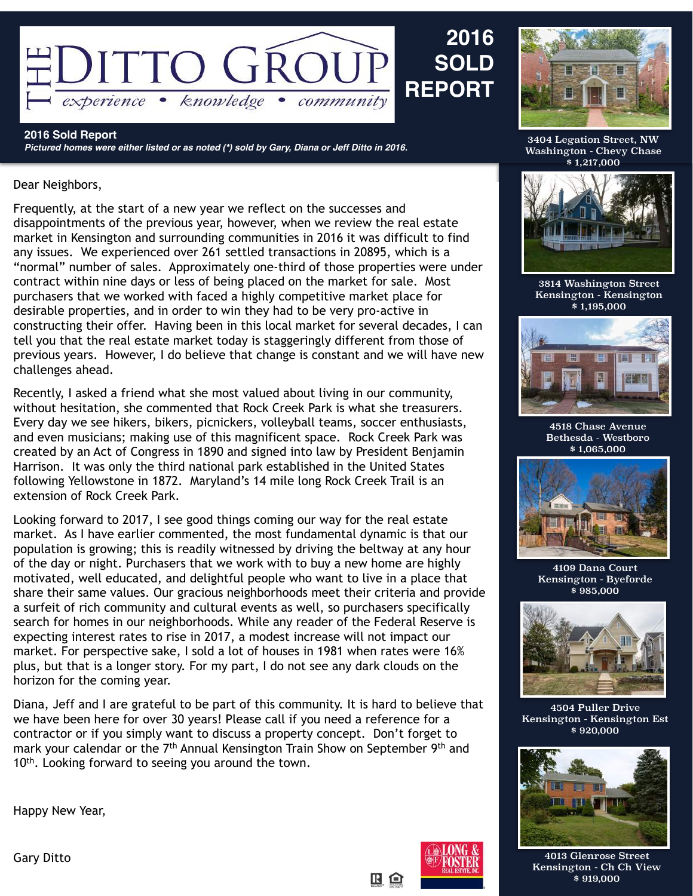# THE DITTO GROUP

*experience • knowledge • community*

# 2016 SOLD REPORT

**2016 Sold Report**

***Pictured homes were either listed or as noted (\*) sold by Gary, Diana or Jeff Ditto in 2016.***

Dear Neighbors,

Frequently, at the start of a new year we reflect on the successes and disappointments of the previous year, however, when we review the real estate market in Kensington and surrounding communities in 2016 it was difficult to find any issues. We experienced over 261 settled transactions in 20895, which is a "normal" number of sales. Approximately one-third of those properties were under contract within nine days or less of being placed on the market for sale. Most purchasers that we worked with faced a highly competitive market place for desirable properties, and in order to win they had to be very pro-active in constructing their offer. Having been in this local market for several decades, I can tell you that the real estate market today is staggeringly different from those of previous years. However, I do believe that change is constant and we will have new challenges ahead.

Recently, I asked a friend what she most valued about living in our community, without hesitation, she commented that Rock Creek Park is what she treasurers. Every day we see hikers, bikers, picnickers, volleyball teams, soccer enthusiasts, and even musicians; making use of this magnificent space. Rock Creek Park was created by an Act of Congress in 1890 and signed into law by President Benjamin Harrison. It was only the third national park established in the United States following Yellowstone in 1872. Maryland's 14 mile long Rock Creek Trail is an extension of Rock Creek Park.

Looking forward to 2017, I see good things coming our way for the real estate market. As I have earlier commented, the most fundamental dynamic is that our population is growing; this is readily witnessed by driving the beltway at any hour of the day or night. Purchasers that we work with to buy a new home are highly motivated, well educated, and delightful people who want to live in a place that share their same values. Our gracious neighborhoods meet their criteria and provide a surfeit of rich community and cultural events as well, so purchasers specifically search for homes in our neighborhoods. While any reader of the Federal Reserve is expecting interest rates to rise in 2017, a modest increase will not impact our market. For perspective sake, I sold a lot of houses in 1981 when rates were 16% plus, but that is a longer story. For my part, I do not see any dark clouds on the horizon for the coming year.

Diana, Jeff and I are grateful to be part of this community. It is hard to believe that we have been here for over 30 years! Please call if you need a reference for a contractor or if you simply want to discuss a property concept. Don't forget to mark your calendar or the 7th Annual Kensington Train Show on September 9th and 10th. Looking forward to seeing you around the town.

Happy New Year,

Gary Ditto

LONG & FOSTER REAL ESTATE, INC.

3404 Legation Street, NW
Washington - Chevy Chase
$ 1,217,000

3814 Washington Street
Kensington - Kensington
$ 1,195,000

4518 Chase Avenue
Bethesda - Westboro
$ 1,065,000

4109 Dana Court
Kensington - Byeforde
$ 985,000

4504 Puller Drive
Kensington - Kensington Est
$ 920,000

4013 Glenrose Street
Kensington - Ch Ch View
$ 919,000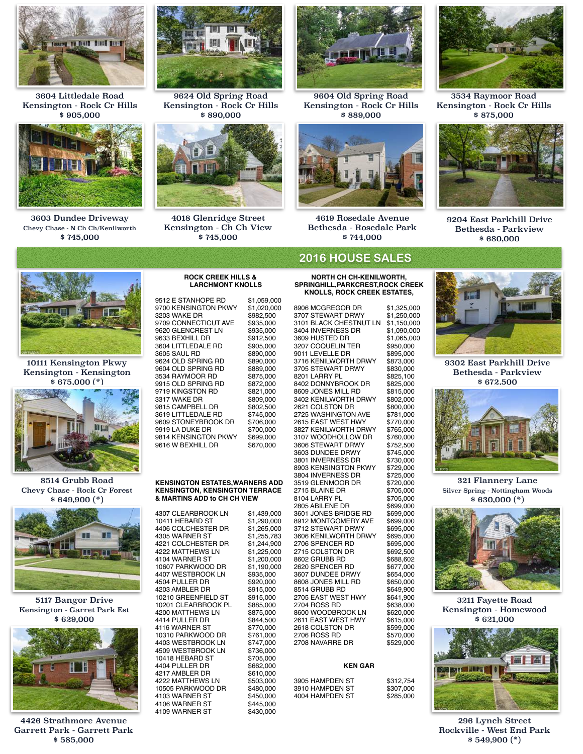3604 Littledale Road
Kensington - Rock Cr Hills
$ 905,000

9624 Old Spring Road
Kensington - Rock Cr Hills
$ 890,000

9604 Old Spring Road
Kensington - Rock Cr Hills
$ 889,000

3534 Raymoor Road
Kensington - Rock Cr Hills
$ 875,000

3603 Dundee Driveway
Chevy Chase - N Ch Ch/Kenilworth
$ 745,000

4018 Glenridge Street
Kensington - Ch Ch View
$ 745,000

4619 Rosedale Avenue
Bethesda - Rosedale Park
$ 744,000

9204 East Parkhill Drive
Bethesda - Parkview
$ 680,000

## 2016 HOUSE SALES

10111 Kensington Pkwy
Kensington - Kensington
$ 675,000 (*)

8514 Grubb Road
Chevy Chase - Rock Cr Forest
$ 649,900 (*)

5117 Bangor Drive
Kensington - Garret Park Est
$ 629,000

4426 Strathmore Avenue
Garrett Park - Garrett Park
$ 585,000

### ROCK CREEK HILLS & LARCHMONT KNOLLS

| Address | Price |
|---|---|
| 9512 E STANHOPE RD | $1,059,000 |
| 9700 KENSINGTON PKWY | $1,020,000 |
| 3203 WAKE DR | $982,500 |
| 9709 CONNECTICUT AVE | $935,000 |
| 9620 GLENCREST LN | $935,000 |
| 9633 BEXHILL DR | $912,500 |
| 3604 LITTLEDALE RD | $905,000 |
| 3605 SAUL RD | $890,000 |
| 9624 OLD SPRING RD | $890,000 |
| 9604 OLD SPRING RD | $889,000 |
| 3534 RAYMOOR RD | $875,000 |
| 9915 OLD SPRING RD | $872,000 |
| 9719 KINGSTON RD | $821,000 |
| 3317 WAKE DR | $809,000 |
| 9815 CAMPBELL DR | $802,500 |
| 3619 LITTLEDALE RD | $745,000 |
| 9609 STONEYBROOK DR | $706,000 |
| 9919 LA DUKE DR | $700,000 |
| 9814 KENSINGTON PKWY | $699,000 |
| 9616 W BEXHILL DR | $670,000 |

### KENSINGTON ESTATES,WARNERS ADD KENSINGTON, KENSINGTON TERRACE & MARTINS ADD to CH CH VIEW

| Address | Price |
|---|---|
| 4307 CLEARBROOK LN | $1,439,000 |
| 10411 HEBARD ST | $1,290,000 |
| 4406 COLCHESTER DR | $1,265,000 |
| 4305 WARNER ST | $1,255,783 |
| 4221 COLCHESTER DR | $1,244,900 |
| 4222 MATTHEWS LN | $1,225,000 |
| 4104 WARNER ST | $1,200,000 |
| 10607 PARKWOOD DR | $1,190,000 |
| 4407 WESTBROOK LN | $935,000 |
| 4504 PULLER DR | $920,000 |
| 4203 AMBLER DR | $915,000 |
| 10210 GREENFIELD ST | $915,000 |
| 10201 CLEARBROOK PL | $885,000 |
| 4200 MATTHEWS LN | $875,000 |
| 4414 PULLER DR | $844,500 |
| 4116 WARNER ST | $770,000 |
| 10310 PARKWOOD DR | $761,000 |
| 4403 WESTBROOK LN | $747,000 |
| 4509 WESTBROOK LN | $736,000 |
| 10418 HEBARD ST | $705,000 |
| 4404 PULLER DR | $662,000 |
| 4217 AMBLER DR | $610,000 |
| 4222 MATTHEWS LN | $503,000 |
| 10505 PARKWOOD DR | $480,000 |
| 4103 WARNER ST | $450,000 |
| 4106 WARNER ST | $445,000 |
| 4109 WARNER ST | $430,000 |

### NORTH CH CH-KENILWORTH, SPRINGHILL,PARKCREST,ROCK CREEK KNOLLS, ROCK CREEK ESTATES,

| Address | Price |
|---|---|
| 8906 MCGREGOR DR | $1,325,000 |
| 3707 STEWART DRWY | $1,250,000 |
| 3101 BLACK CHESTNUT LN | $1,150,000 |
| 3404 INVERNESS DR | $1,090,000 |
| 3609 HUSTED DR | $1,065,000 |
| 3207 COQUELIN TER | $950,000 |
| 9011 LEVELLE DR | $895,000 |
| 3716 KENILWORTH DRWY | $873,000 |
| 3705 STEWART DRWY | $830,000 |
| 8201 LARRY PL | $825,100 |
| 8402 DONNYBROOK DR | $825,000 |
| 8609 JONES MILL RD | $815,000 |
| 3402 KENILWORTH DRWY | $802,000 |
| 2621 COLSTON DR | $800,000 |
| 2725 WASHINGTON AVE | $781,000 |
| 2615 EAST WEST HWY | $770,000 |
| 3827 KENILWORTH DRWY | $765,000 |
| 3107 WOODHOLLOW DR | $760,000 |
| 3606 STEWART DRWY | $752,500 |
| 3603 DUNDEE DRWY | $745,000 |
| 3801 INVERNESS DR | $730,000 |
| 8903 KENSINGTON PKWY | $729,000 |
| 3804 INVERNESS DR | $725,000 |
| 3519 GLENMOOR DR | $720,000 |
| 2715 BLAINE DR | $705,000 |
| 8104 LARRY PL | $705,000 |
| 2805 ABILENE DR | $699,000 |
| 3601 JONES BRIDGE RD | $699,000 |
| 8912 MONTGOMERY AVE | $699,000 |
| 3712 STEWART DRWY | $695,000 |
| 3606 KENILWORTH DRWY | $695,000 |
| 2706 SPENCER RD | $695,000 |
| 2715 COLSTON DR | $692,500 |
| 8602 GRUBB RD | $688,602 |
| 2620 SPENCER RD | $677,000 |
| 3607 DUNDEE DRWY | $654,000 |
| 8608 JONES MILL RD | $650,000 |
| 8514 GRUBB RD | $649,900 |
| 2705 EAST WEST HWY | $641,900 |
| 2704 ROSS RD | $638,000 |
| 8600 WOODBROOK LN | $620,000 |
| 2611 EAST WEST HWY | $615,000 |
| 2618 COLSTON DR | $599,000 |
| 2706 ROSS RD | $570,000 |
| 2708 NAVARRE DR | $529,000 |

### KEN GAR

| Address | Price |
|---|---|
| 3905 HAMPDEN ST | $312,754 |
| 3910 HAMPDEN ST | $307,000 |
| 4004 HAMPDEN ST | $285,000 |

9302 East Parkhill Drive
Bethesda - Parkview
$ 672,500

321 Flannery Lane
Silver Spring - Nottingham Woods
$ 630,000 (*)

3211 Fayette Road
Kensington - Homewood
$ 621,000

296 Lynch Street
Rockville - West End Park
$ 549,900 (*)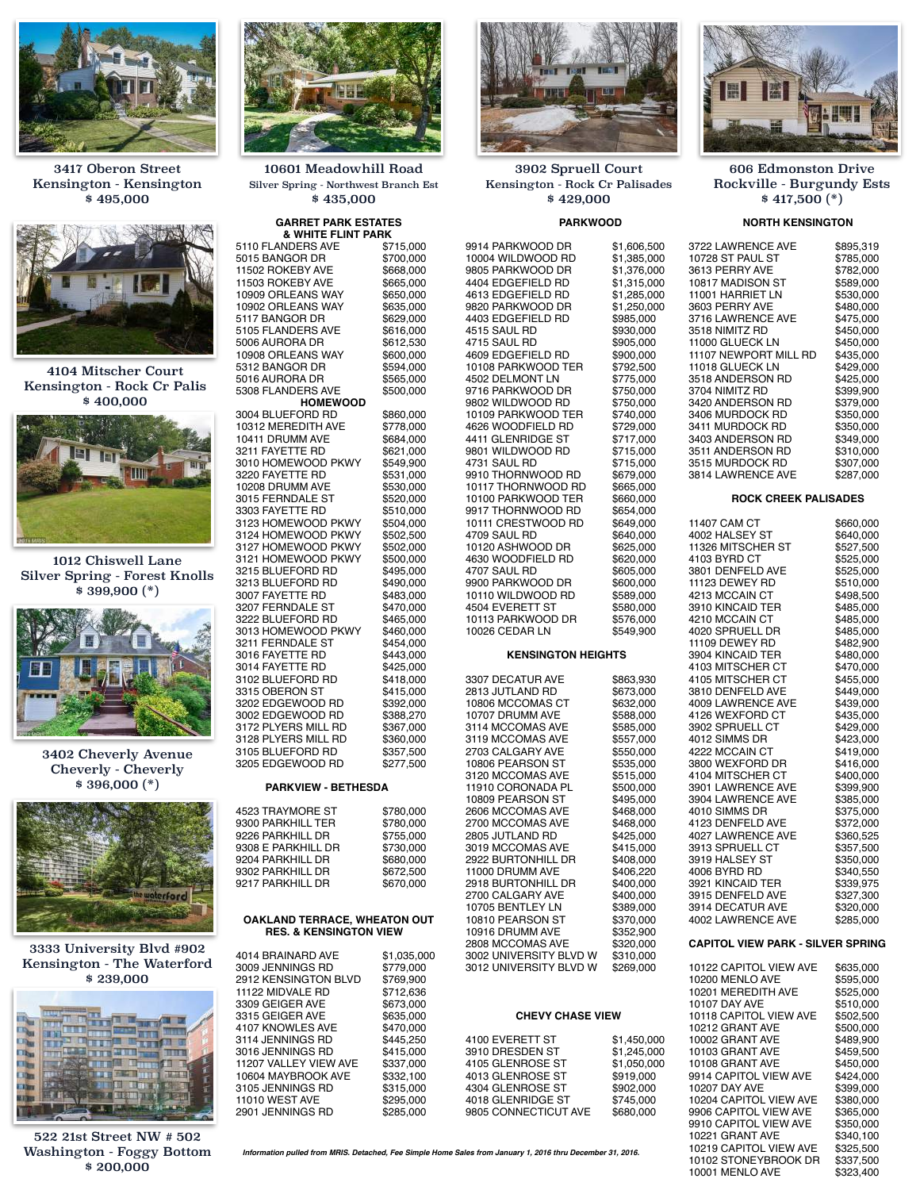3417 Oberon Street
Kensington - Kensington
$ 495,000

10601 Meadowhill Road
Silver Spring - Northwest Branch Est
$ 435,000

3902 Spruell Court
Kensington - Rock Cr Palisades
$ 429,000

606 Edmonston Drive
Rockville - Burgundy Ests
$ 417,500 (*)

4104 Mitscher Court
Kensington - Rock Cr Palis
$ 400,000

1012 Chiswell Lane
Silver Spring - Forest Knolls
$ 399,900 (*)

3402 Cheverly Avenue
Cheverly - Cheverly
$ 396,000 (*)

3333 University Blvd #902
Kensington - The Waterford
$ 239,000

522 21st Street NW # 502
Washington - Foggy Bottom
$ 200,000

### GARRET PARK ESTATES & WHITE FLINT PARK

| Address | Price |
|---|---|
| 5110 FLANDERS AVE | $715,000 |
| 5015 BANGOR DR | $700,000 |
| 11502 ROKEBY AVE | $668,000 |
| 11503 ROKEBY AVE | $665,000 |
| 10909 ORLEANS WAY | $650,000 |
| 10902 ORLEANS WAY | $635,000 |
| 5117 BANGOR DR | $629,000 |
| 5105 FLANDERS AVE | $616,000 |
| 5006 AURORA DR | $612,530 |
| 10908 ORLEANS WAY | $600,000 |
| 5312 BANGOR DR | $594,000 |
| 5016 AURORA DR | $565,000 |
| 5308 FLANDERS AVE | $500,000 |

### HOMEWOOD

| Address | Price |
|---|---|
| 3004 BLUEFORD RD | $860,000 |
| 10312 MEREDITH AVE | $778,000 |
| 10411 DRUMM AVE | $684,000 |
| 3211 FAYETTE RD | $621,000 |
| 3010 HOMEWOOD PKWY | $549,900 |
| 3220 FAYETTE RD | $531,000 |
| 10208 DRUMM AVE | $530,000 |
| 3015 FERNDALE ST | $520,000 |
| 3303 FAYETTE RD | $510,000 |
| 3123 HOMEWOOD PKWY | $504,000 |
| 3124 HOMEWOOD PKWY | $502,500 |
| 3127 HOMEWOOD PKWY | $502,000 |
| 3121 HOMEWOOD PKWY | $500,000 |
| 3215 BLUEFORD RD | $495,000 |
| 3213 BLUEFORD RD | $490,000 |
| 3007 FAYETTE RD | $483,000 |
| 3207 FERNDALE ST | $470,000 |
| 3222 BLUEFORD RD | $465,000 |
| 3013 HOMEWOOD PKWY | $460,000 |
| 3211 FERNDALE ST | $454,000 |
| 3016 FAYETTE RD | $443,000 |
| 3014 FAYETTE RD | $425,000 |
| 3102 BLUEFORD RD | $418,000 |
| 3315 OBERON ST | $415,000 |
| 3202 EDGEWOOD RD | $392,000 |
| 3002 EDGEWOOD RD | $388,270 |
| 3172 PLYERS MILL RD | $367,000 |
| 3128 PLYERS MILL RD | $360,000 |
| 3105 BLUEFORD RD | $357,500 |
| 3205 EDGEWOOD RD | $277,500 |

### PARKVIEW - BETHESDA

| Address | Price |
|---|---|
| 4523 TRAYMORE ST | $780,000 |
| 9300 PARKHILL TER | $780,000 |
| 9226 PARKHILL DR | $755,000 |
| 9308 E PARKHILL DR | $730,000 |
| 9204 PARKHILL DR | $680,000 |
| 9302 PARKHILL DR | $672,500 |
| 9217 PARKHILL DR | $670,000 |

### OAKLAND TERRACE, WHEATON OUT RES. & KENSINGTON VIEW

| Address | Price |
|---|---|
| 4014 BRAINARD AVE | $1,035,000 |
| 3009 JENNINGS RD | $779,000 |
| 2912 KENSINGTON BLVD | $769,900 |
| 11122 MIDVALE RD | $712,636 |
| 3309 GEIGER AVE | $673,000 |
| 3315 GEIGER AVE | $635,000 |
| 4107 KNOWLES AVE | $470,000 |
| 3114 JENNINGS RD | $445,250 |
| 3016 JENNINGS RD | $415,000 |
| 11207 VALLEY VIEW AVE | $337,000 |
| 10604 MAYBROOK AVE | $332,100 |
| 3105 JENNINGS RD | $315,000 |
| 11010 WEST AVE | $295,000 |
| 2901 JENNINGS RD | $285,000 |

### PARKWOOD

| Address | Price |
|---|---|
| 9914 PARKWOOD DR | $1,606,500 |
| 10004 WILDWOOD RD | $1,385,000 |
| 9805 PARKWOOD DR | $1,376,000 |
| 4404 EDGEFIELD RD | $1,315,000 |
| 4613 EDGEFIELD RD | $1,285,000 |
| 9820 PARKWOOD DR | $1,250,000 |
| 4403 EDGEFIELD RD | $985,000 |
| 4515 SAUL RD | $930,000 |
| 4715 SAUL RD | $905,000 |
| 4609 EDGEFIELD RD | $900,000 |
| 10108 PARKWOOD TER | $792,500 |
| 4502 DELMONT LN | $775,000 |
| 9716 PARKWOOD DR | $750,000 |
| 9802 WILDWOOD RD | $750,000 |
| 10109 PARKWOOD TER | $740,000 |
| 4626 WOODFIELD RD | $729,000 |
| 4411 GLENRIDGE ST | $717,000 |
| 9801 WILDWOOD RD | $715,000 |
| 4731 SAUL RD | $715,000 |
| 9910 THORNWOOD RD | $679,000 |
| 10117 THORNWOOD RD | $665,000 |
| 10100 PARKWOOD TER | $660,000 |
| 9917 THORNWOOD RD | $654,000 |
| 10111 CRESTWOOD RD | $649,000 |
| 4709 SAUL RD | $640,000 |
| 10120 ASHWOOD DR | $625,000 |
| 4630 WOODFIELD RD | $620,000 |
| 4707 SAUL RD | $605,000 |
| 9900 PARKWOOD DR | $600,000 |
| 10110 WILDWOOD RD | $589,000 |
| 4504 EVERETT ST | $580,000 |
| 10113 PARKWOOD DR | $576,000 |
| 10026 CEDAR LN | $549,900 |

### KENSINGTON HEIGHTS

| Address | Price |
|---|---|
| 3307 DECATUR AVE | $863,930 |
| 2813 JUTLAND RD | $673,000 |
| 10806 MCCOMAS CT | $632,000 |
| 10707 DRUMM AVE | $588,000 |
| 3114 MCCOMAS AVE | $585,000 |
| 3119 MCCOMAS AVE | $557,000 |
| 2703 CALGARY AVE | $550,000 |
| 10806 PEARSON ST | $535,000 |
| 3120 MCCOMAS AVE | $515,000 |
| 11910 CORONADA PL | $500,000 |
| 10809 PEARSON ST | $495,000 |
| 2606 MCCOMAS AVE | $468,000 |
| 2700 MCCOMAS AVE | $468,000 |
| 2805 JUTLAND RD | $425,000 |
| 3019 MCCOMAS AVE | $415,000 |
| 2922 BURTONHILL DR | $408,000 |
| 11000 DRUMM AVE | $406,220 |
| 2918 BURTONHILL DR | $400,000 |
| 2700 CALGARY AVE | $400,000 |
| 10705 BENTLEY LN | $389,000 |
| 10810 PEARSON ST | $370,000 |
| 10916 DRUMM AVE | $352,900 |
| 2808 MCCOMAS AVE | $320,000 |
| 3002 UNIVERSITY BLVD W | $310,000 |
| 3012 UNIVERSITY BLVD W | $269,000 |

### CHEVY CHASE VIEW

| Address | Price |
|---|---|
| 4100 EVERETT ST | $1,450,000 |
| 3910 DRESDEN ST | $1,245,000 |
| 4105 GLENROSE ST | $1,050,000 |
| 4013 GLENROSE ST | $919,000 |
| 4304 GLENROSE ST | $902,000 |
| 4018 GLENRIDGE ST | $745,000 |
| 9805 CONNECTICUT AVE | $680,000 |

### NORTH KENSINGTON

| Address | Price |
|---|---|
| 3722 LAWRENCE AVE | $895,319 |
| 10728 ST PAUL ST | $785,000 |
| 3613 PERRY AVE | $782,000 |
| 10817 MADISON ST | $589,000 |
| 11001 HARRIET LN | $530,000 |
| 3603 PERRY AVE | $480,000 |
| 3716 LAWRENCE AVE | $475,000 |
| 3518 NIMITZ RD | $450,000 |
| 11000 GLUECK LN | $450,000 |
| 11107 NEWPORT MILL RD | $435,000 |
| 11018 GLUECK LN | $429,000 |
| 3518 ANDERSON RD | $425,000 |
| 3704 NIMITZ RD | $399,900 |
| 3420 ANDERSON RD | $379,000 |
| 3406 MURDOCK RD | $350,000 |
| 3411 MURDOCK RD | $350,000 |
| 3403 ANDERSON RD | $349,000 |
| 3511 ANDERSON RD | $310,000 |
| 3515 MURDOCK RD | $307,000 |
| 3814 LAWRENCE AVE | $287,000 |

### ROCK CREEK PALISADES

| Address | Price |
|---|---|
| 11407 CAM CT | $660,000 |
| 4002 HALSEY ST | $640,000 |
| 11326 MITSCHER ST | $527,500 |
| 4103 BYRD CT | $525,000 |
| 3801 DENFELD AVE | $525,000 |
| 11123 DEWEY RD | $510,000 |
| 4213 MCCAIN CT | $498,500 |
| 3910 KINCAID TER | $485,000 |
| 4210 MCCAIN CT | $485,000 |
| 4020 SPRUELL DR | $485,000 |
| 11109 DEWEY RD | $482,900 |
| 3904 KINCAID TER | $480,000 |
| 4103 MITSCHER CT | $470,000 |
| 4105 MITSCHER CT | $455,000 |
| 3810 DENFELD AVE | $449,000 |
| 4009 LAWRENCE AVE | $439,000 |
| 4126 WEXFORD CT | $435,000 |
| 3902 SPRUELL CT | $429,000 |
| 4012 SIMMS DR | $423,000 |
| 4222 MCCAIN CT | $419,000 |
| 3800 WEXFORD DR | $416,000 |
| 4104 MITSCHER CT | $400,000 |
| 3901 LAWRENCE AVE | $399,900 |
| 3904 LAWRENCE AVE | $385,000 |
| 4010 SIMMS DR | $375,000 |
| 4123 DENFELD AVE | $372,000 |
| 4027 LAWRENCE AVE | $360,525 |
| 3913 SPRUELL CT | $357,500 |
| 3919 HALSEY ST | $350,000 |
| 4006 BYRD RD | $340,550 |
| 3921 KINCAID TER | $339,975 |
| 3915 DENFELD AVE | $327,300 |
| 3914 DECATUR AVE | $320,000 |
| 4002 LAWRENCE AVE | $285,000 |

### CAPITOL VIEW PARK - SILVER SPRING

| Address | Price |
|---|---|
| 10122 CAPITOL VIEW AVE | $635,000 |
| 10200 MENLO AVE | $595,000 |
| 10201 MEREDITH AVE | $525,000 |
| 10107 DAY AVE | $510,000 |
| 10118 CAPITOL VIEW AVE | $502,500 |
| 10212 GRANT AVE | $500,000 |
| 10002 GRANT AVE | $489,900 |
| 10103 GRANT AVE | $459,500 |
| 10108 GRANT AVE | $450,000 |
| 9914 CAPITOL VIEW AVE | $424,000 |
| 10207 DAY AVE | $399,000 |
| 10204 CAPITOL VIEW AVE | $380,000 |
| 9906 CAPITOL VIEW AVE | $365,000 |
| 9910 CAPITOL VIEW AVE | $350,000 |
| 10221 GRANT AVE | $340,100 |
| 10219 CAPITOL VIEW AVE | $325,500 |
| 10102 STONEYBROOK DR | $337,500 |
| 10001 MENLO AVE | $323,400 |

*Information pulled from MRIS. Detached, Fee Simple Home Sales from January 1, 2016 thru December 31, 2016.*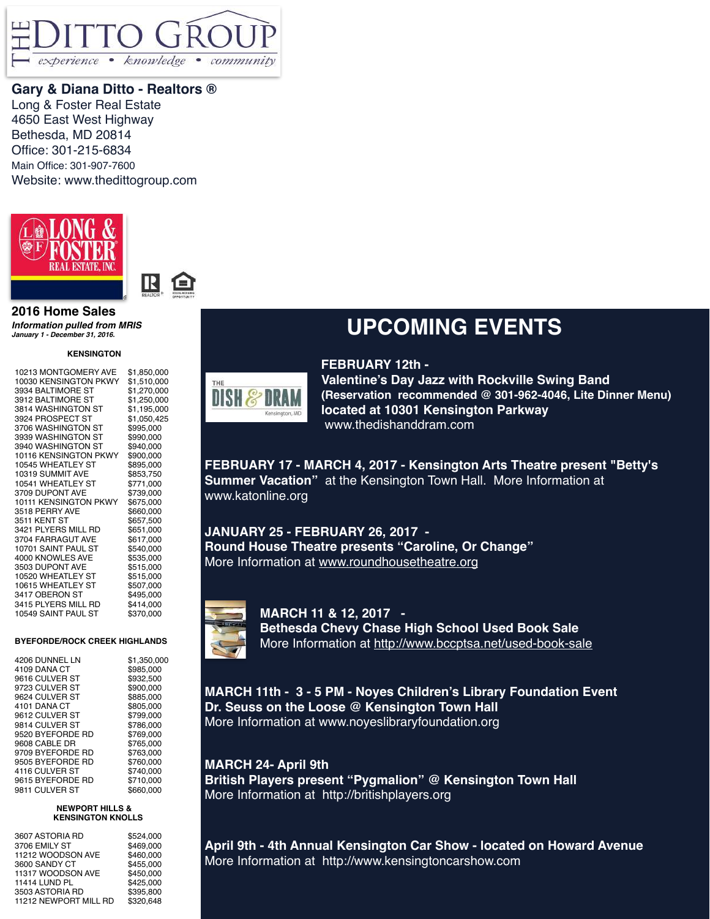THE DITTO GROUP

experience • knowledge • community

**Gary & Diana Ditto - Realtors ®**
Long & Foster Real Estate
4650 East West Highway
Bethesda, MD 20814
Office: 301-215-6834
Main Office: 301-907-7600
Website: www.thedittogroup.com

## 2016 Home Sales

***Information pulled from MRIS***
***January 1 - December 31, 2016.***

### KENSINGTON

| | |
|---|---|
| 10213 MONTGOMERY AVE | $1,850,000 |
| 10030 KENSINGTON PKWY | $1,510,000 |
| 3934 BALTIMORE ST | $1,270,000 |
| 3912 BALTIMORE ST | $1,250,000 |
| 3814 WASHINGTON ST | $1,195,000 |
| 3924 PROSPECT ST | $1,050,425 |
| 3706 WASHINGTON ST | $995,000 |
| 3939 WASHINGTON ST | $990,000 |
| 3940 WASHINGTON ST | $940,000 |
| 10116 KENSINGTON PKWY | $900,000 |
| 10545 WHEATLEY ST | $895,000 |
| 10319 SUMMIT AVE | $853,750 |
| 10541 WHEATLEY ST | $771,000 |
| 3709 DUPONT AVE | $739,000 |
| 10111 KENSINGTON PKWY | $675,000 |
| 3518 PERRY AVE | $660,000 |
| 3511 KENT ST | $657,500 |
| 3421 PLYERS MILL RD | $651,000 |
| 3704 FARRAGUT AVE | $617,000 |
| 10701 SAINT PAUL ST | $540,000 |
| 4000 KNOWLES AVE | $535,000 |
| 3503 DUPONT AVE | $515,000 |
| 10520 WHEATLEY ST | $515,000 |
| 10615 WHEATLEY ST | $507,000 |
| 3417 OBERON ST | $495,000 |
| 3415 PLYERS MILL RD | $414,000 |
| 10549 SAINT PAUL ST | $370,000 |

### BYEFORDE/ROCK CREEK HIGHLANDS

| | |
|---|---|
| 4206 DUNNEL LN | $1,350,000 |
| 4109 DANA CT | $985,000 |
| 9616 CULVER ST | $932,500 |
| 9723 CULVER ST | $900,000 |
| 9624 CULVER ST | $885,000 |
| 4101 DANA CT | $805,000 |
| 9612 CULVER ST | $799,000 |
| 9814 CULVER ST | $786,000 |
| 9520 BYEFORDE RD | $769,000 |
| 9608 CABLE DR | $765,000 |
| 9709 BYEFORDE RD | $763,000 |
| 9505 BYEFORDE RD | $760,000 |
| 4116 CULVER ST | $740,000 |
| 9615 BYEFORDE RD | $710,000 |
| 9811 CULVER ST | $660,000 |

### NEWPORT HILLS & KENSINGTON KNOLLS

| | |
|---|---|
| 3607 ASTORIA RD | $524,000 |
| 3706 EMILY ST | $469,000 |
| 11212 WOODSON AVE | $460,000 |
| 3600 SANDY CT | $455,000 |
| 11317 WOODSON AVE | $450,000 |
| 11414 LUND PL | $425,000 |
| 3503 ASTORIA RD | $395,800 |
| 11212 NEWPORT MILL RD | $320,648 |

# UPCOMING EVENTS

**FEBRUARY 12th -**
**Valentine's Day Jazz with Rockville Swing Band**
**(Reservation recommended @ 301-962-4046, Lite Dinner Menu)**
**located at 10301 Kensington Parkway**
www.thedishanddram.com

**FEBRUARY 17 - MARCH 4, 2017 - Kensington Arts Theatre present "Betty's Summer Vacation"** at the Kensington Town Hall. More Information at www.katonline.org

**JANUARY 25 - FEBRUARY 26, 2017 -**
**Round House Theatre presents "Caroline, Or Change"**
More Information at www.roundhousetheatre.org

**MARCH 11 & 12, 2017 -**
**Bethesda Chevy Chase High School Used Book Sale**
More Information at http://www.bccptsa.net/used-book-sale

**MARCH 11th - 3 - 5 PM - Noyes Children's Library Foundation Event**
**Dr. Seuss on the Loose @ Kensington Town Hall**
More Information at www.noyeslibraryfoundation.org

**MARCH 24- April 9th**
**British Players present "Pygmalion" @ Kensington Town Hall**
More Information at http://britishplayers.org

**April 9th - 4th Annual Kensington Car Show - located on Howard Avenue**
More Information at http://www.kensingtoncarshow.com